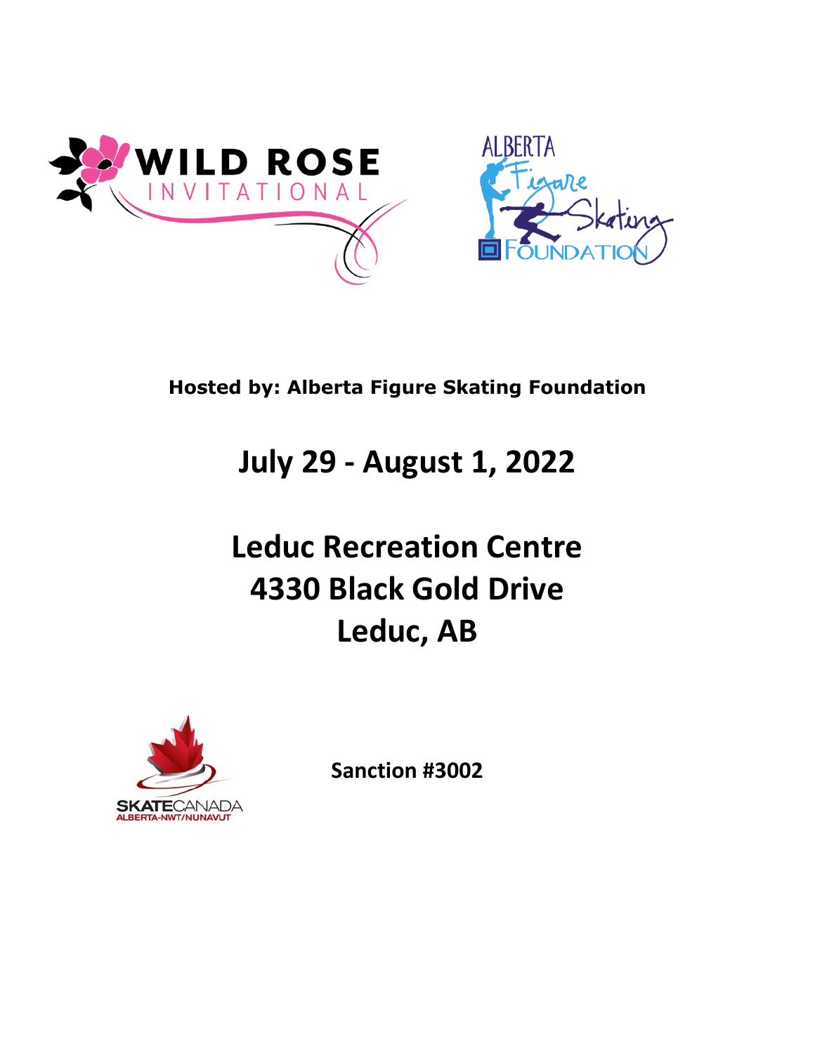WILD ROSE INVITATIONAL

ALBERTA Figure Skating FOUNDATION

**Hosted by: Alberta Figure Skating Foundation**

# July 29 - August 1, 2022

# Leduc Recreation Centre
# 4330 Black Gold Drive
# Leduc, AB

SKATE CANADA ALBERTA-NWT/NUNAVUT

**Sanction #3002**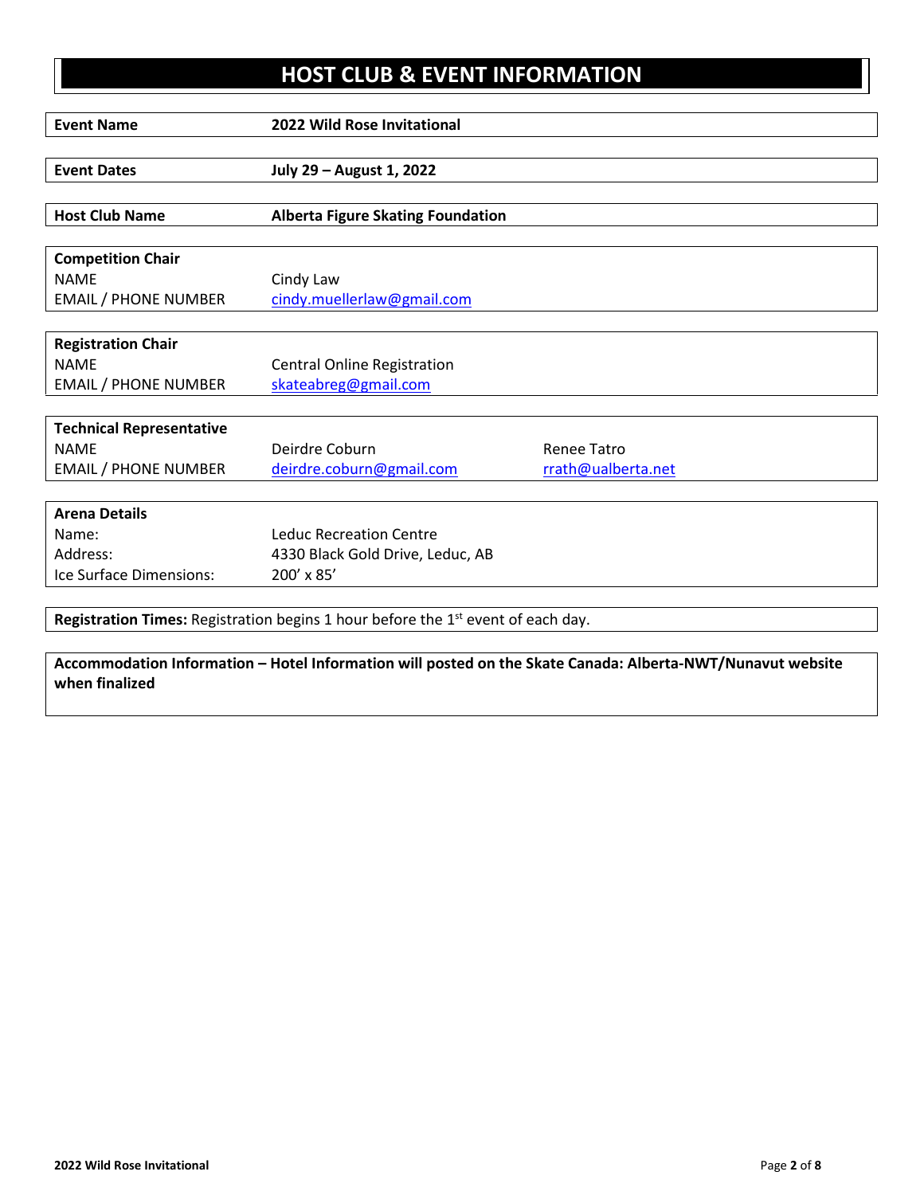# HOST CLUB & EVENT INFORMATION

| | |
|---|---|
| **Event Name** | **2022 Wild Rose Invitational** |

| | |
|---|---|
| **Event Dates** | **July 29 – August 1, 2022** |

| | |
|---|---|
| **Host Club Name** | **Alberta Figure Skating Foundation** |

| **Competition Chair** | |
|---|---|
| NAME | Cindy Law |
| EMAIL / PHONE NUMBER | cindy.muellerlaw@gmail.com |

| **Registration Chair** | |
|---|---|
| NAME | Central Online Registration |
| EMAIL / PHONE NUMBER | skateabreg@gmail.com |

| **Technical Representative** | | |
|---|---|---|
| NAME | Deirdre Coburn | Renee Tatro |
| EMAIL / PHONE NUMBER | deirdre.coburn@gmail.com | rrath@ualberta.net |

| **Arena Details** | |
|---|---|
| Name: | Leduc Recreation Centre |
| Address: | 4330 Black Gold Drive, Leduc, AB |
| Ice Surface Dimensions: | 200' x 85' |

**Registration Times:** Registration begins 1 hour before the 1st event of each day.

**Accommodation Information – Hotel Information will posted on the Skate Canada: Alberta-NWT/Nunavut website when finalized**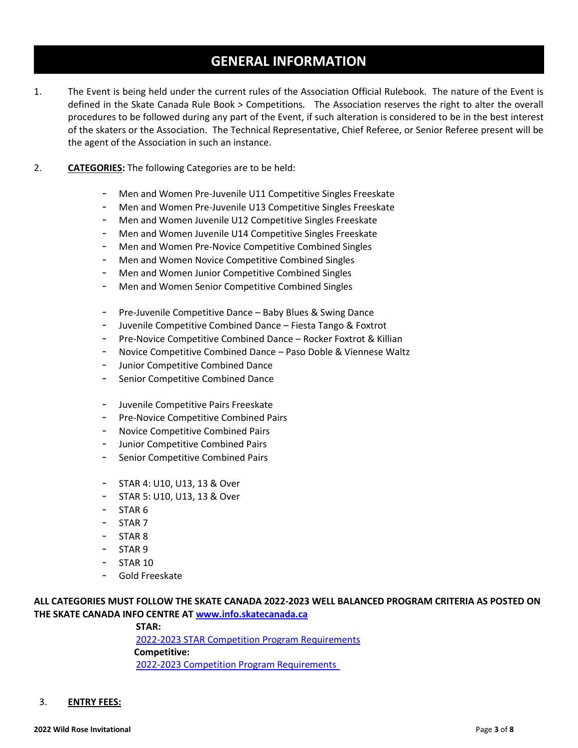# GENERAL INFORMATION

1. The Event is being held under the current rules of the Association Official Rulebook. The nature of the Event is defined in the Skate Canada Rule Book > Competitions. The Association reserves the right to alter the overall procedures to be followed during any part of the Event, if such alteration is considered to be in the best interest of the skaters or the Association. The Technical Representative, Chief Referee, or Senior Referee present will be the agent of the Association in such an instance.

2. **CATEGORIES:** The following Categories are to be held:

   - Men and Women Pre-Juvenile U11 Competitive Singles Freeskate
   - Men and Women Pre-Juvenile U13 Competitive Singles Freeskate
   - Men and Women Juvenile U12 Competitive Singles Freeskate
   - Men and Women Juvenile U14 Competitive Singles Freeskate
   - Men and Women Pre-Novice Competitive Combined Singles
   - Men and Women Novice Competitive Combined Singles
   - Men and Women Junior Competitive Combined Singles
   - Men and Women Senior Competitive Combined Singles

   - Pre-Juvenile Competitive Dance – Baby Blues & Swing Dance
   - Juvenile Competitive Combined Dance – Fiesta Tango & Foxtrot
   - Pre-Novice Competitive Combined Dance – Rocker Foxtrot & Killian
   - Novice Competitive Combined Dance – Paso Doble & Viennese Waltz
   - Junior Competitive Combined Dance
   - Senior Competitive Combined Dance

   - Juvenile Competitive Pairs Freeskate
   - Pre-Novice Competitive Combined Pairs
   - Novice Competitive Combined Pairs
   - Junior Competitive Combined Pairs
   - Senior Competitive Combined Pairs

   - STAR 4: U10, U13, 13 & Over
   - STAR 5: U10, U13, 13 & Over
   - STAR 6
   - STAR 7
   - STAR 8
   - STAR 9
   - STAR 10
   - Gold Freeskate

**ALL CATEGORIES MUST FOLLOW THE SKATE CANADA 2022-2023 WELL BALANCED PROGRAM CRITERIA AS POSTED ON THE SKATE CANADA INFO CENTRE AT www.info.skatecanada.ca**

**STAR:**
2022-2023 STAR Competition Program Requirements
**Competitive:**
2022-2023 Competition Program Requirements

3. **ENTRY FEES:**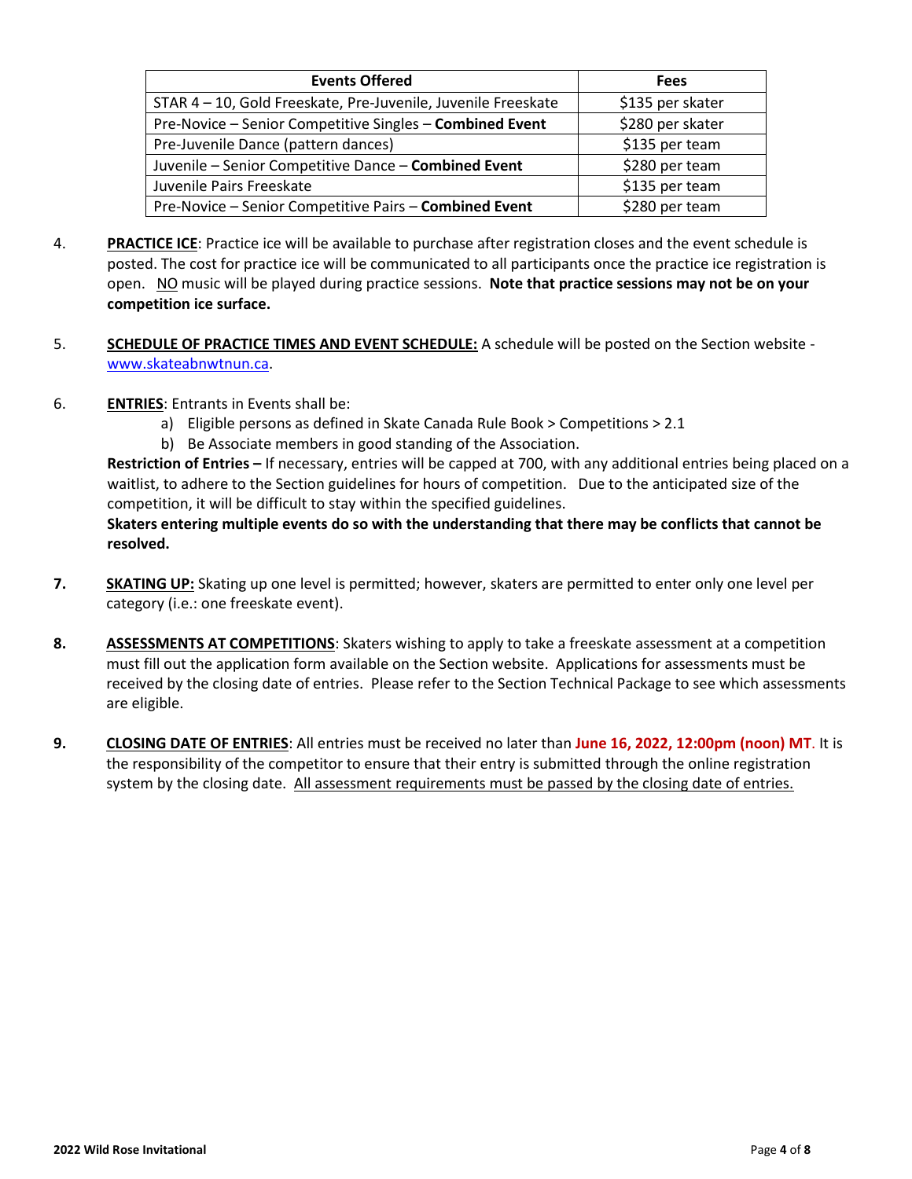| Events Offered | Fees |
|---|---|
| STAR 4 – 10, Gold Freeskate, Pre-Juvenile, Juvenile Freeskate | $135 per skater |
| Pre-Novice – Senior Competitive Singles – **Combined Event** | $280 per skater |
| Pre-Juvenile Dance (pattern dances) | $135 per team |
| Juvenile – Senior Competitive Dance – **Combined Event** | $280 per team |
| Juvenile Pairs Freeskate | $135 per team |
| Pre-Novice – Senior Competitive Pairs – **Combined Event** | $280 per team |

4. **PRACTICE ICE**: Practice ice will be available to purchase after registration closes and the event schedule is posted. The cost for practice ice will be communicated to all participants once the practice ice registration is open. NO music will be played during practice sessions. **Note that practice sessions may not be on your competition ice surface.**

5. **SCHEDULE OF PRACTICE TIMES AND EVENT SCHEDULE:** A schedule will be posted on the Section website - [www.skateabnwtnun.ca](http://www.skateabnwtnun.ca).

6. **ENTRIES**: Entrants in Events shall be:
   a) Eligible persons as defined in Skate Canada Rule Book > Competitions > 2.1
   b) Be Associate members in good standing of the Association.

   **Restriction of Entries –** If necessary, entries will be capped at 700, with any additional entries being placed on a waitlist, to adhere to the Section guidelines for hours of competition. Due to the anticipated size of the competition, it will be difficult to stay within the specified guidelines.

   **Skaters entering multiple events do so with the understanding that there may be conflicts that cannot be resolved.**

7. **SKATING UP:** Skating up one level is permitted; however, skaters are permitted to enter only one level per category (i.e.: one freeskate event).

8. **ASSESSMENTS AT COMPETITIONS**: Skaters wishing to apply to take a freeskate assessment at a competition must fill out the application form available on the Section website. Applications for assessments must be received by the closing date of entries. Please refer to the Section Technical Package to see which assessments are eligible.

9. **CLOSING DATE OF ENTRIES**: All entries must be received no later than **June 16, 2022, 12:00pm (noon) MT**. It is the responsibility of the competitor to ensure that their entry is submitted through the online registration system by the closing date. All assessment requirements must be passed by the closing date of entries.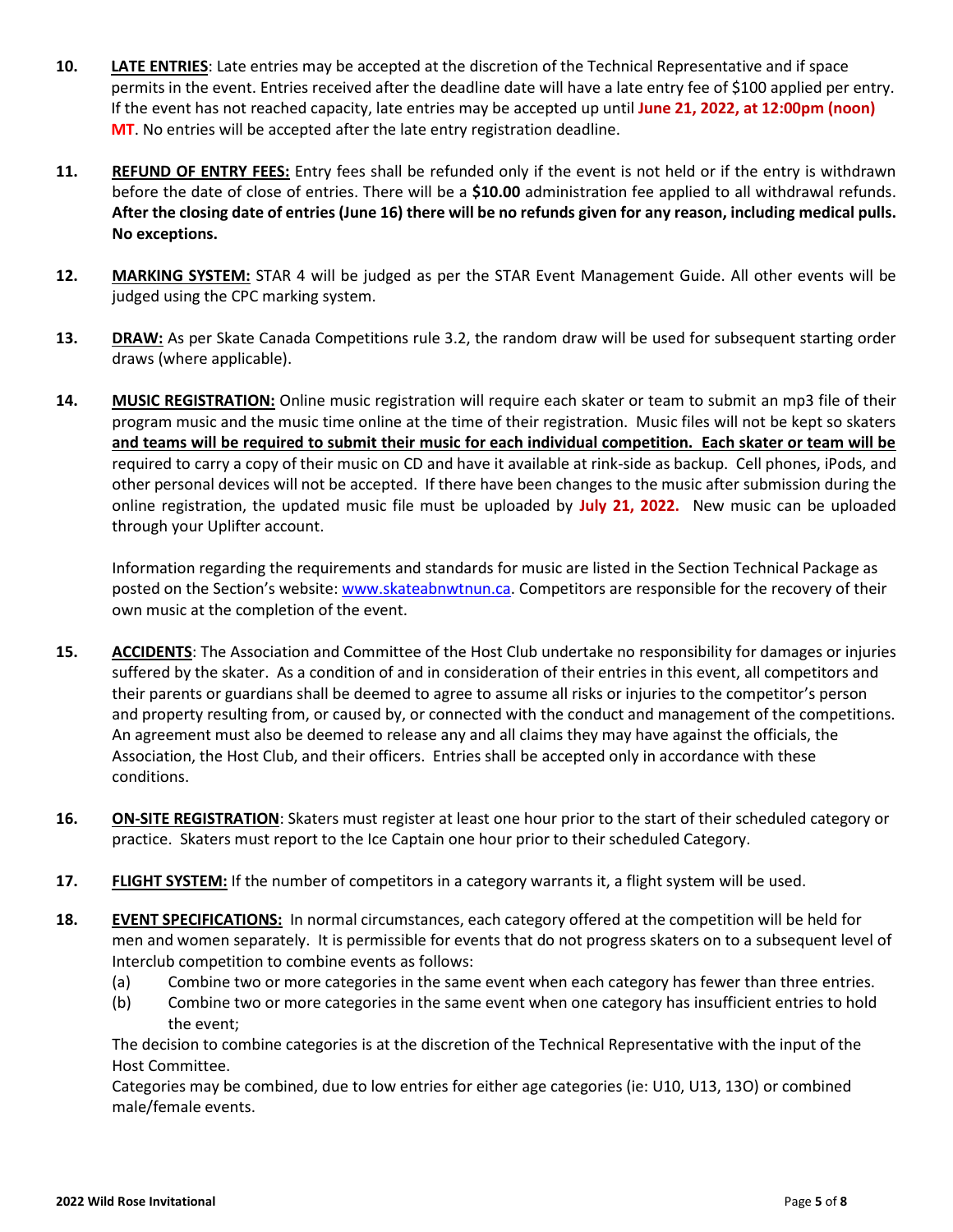10. **LATE ENTRIES**: Late entries may be accepted at the discretion of the Technical Representative and if space permits in the event. Entries received after the deadline date will have a late entry fee of $100 applied per entry. If the event has not reached capacity, late entries may be accepted up until **June 21, 2022, at 12:00pm (noon) MT**. No entries will be accepted after the late entry registration deadline.

11. **REFUND OF ENTRY FEES:** Entry fees shall be refunded only if the event is not held or if the entry is withdrawn before the date of close of entries. There will be a **$10.00** administration fee applied to all withdrawal refunds. **After the closing date of entries (June 16) there will be no refunds given for any reason, including medical pulls. No exceptions.**

12. **MARKING SYSTEM:** STAR 4 will be judged as per the STAR Event Management Guide. All other events will be judged using the CPC marking system.

13. **DRAW:** As per Skate Canada Competitions rule 3.2, the random draw will be used for subsequent starting order draws (where applicable).

14. **MUSIC REGISTRATION:** Online music registration will require each skater or team to submit an mp3 file of their program music and the music time online at the time of their registration. Music files will not be kept so skaters **and teams will be required to submit their music for each individual competition. Each skater or team will be** required to carry a copy of their music on CD and have it available at rink-side as backup. Cell phones, iPods, and other personal devices will not be accepted. If there have been changes to the music after submission during the online registration, the updated music file must be uploaded by **July 21, 2022.** New music can be uploaded through your Uplifter account.

    Information regarding the requirements and standards for music are listed in the Section Technical Package as posted on the Section's website: www.skateabnwtnun.ca. Competitors are responsible for the recovery of their own music at the completion of the event.

15. **ACCIDENTS**: The Association and Committee of the Host Club undertake no responsibility for damages or injuries suffered by the skater. As a condition of and in consideration of their entries in this event, all competitors and their parents or guardians shall be deemed to agree to assume all risks or injuries to the competitor's person and property resulting from, or caused by, or connected with the conduct and management of the competitions. An agreement must also be deemed to release any and all claims they may have against the officials, the Association, the Host Club, and their officers. Entries shall be accepted only in accordance with these conditions.

16. **ON-SITE REGISTRATION**: Skaters must register at least one hour prior to the start of their scheduled category or practice. Skaters must report to the Ice Captain one hour prior to their scheduled Category.

17. **FLIGHT SYSTEM:** If the number of competitors in a category warrants it, a flight system will be used.

18. **EVENT SPECIFICATIONS:** In normal circumstances, each category offered at the competition will be held for men and women separately. It is permissible for events that do not progress skaters on to a subsequent level of Interclub competition to combine events as follows:
    (a) Combine two or more categories in the same event when each category has fewer than three entries.
    (b) Combine two or more categories in the same event when one category has insufficient entries to hold the event;

    The decision to combine categories is at the discretion of the Technical Representative with the input of the Host Committee.

    Categories may be combined, due to low entries for either age categories (ie: U10, U13, 13O) or combined male/female events.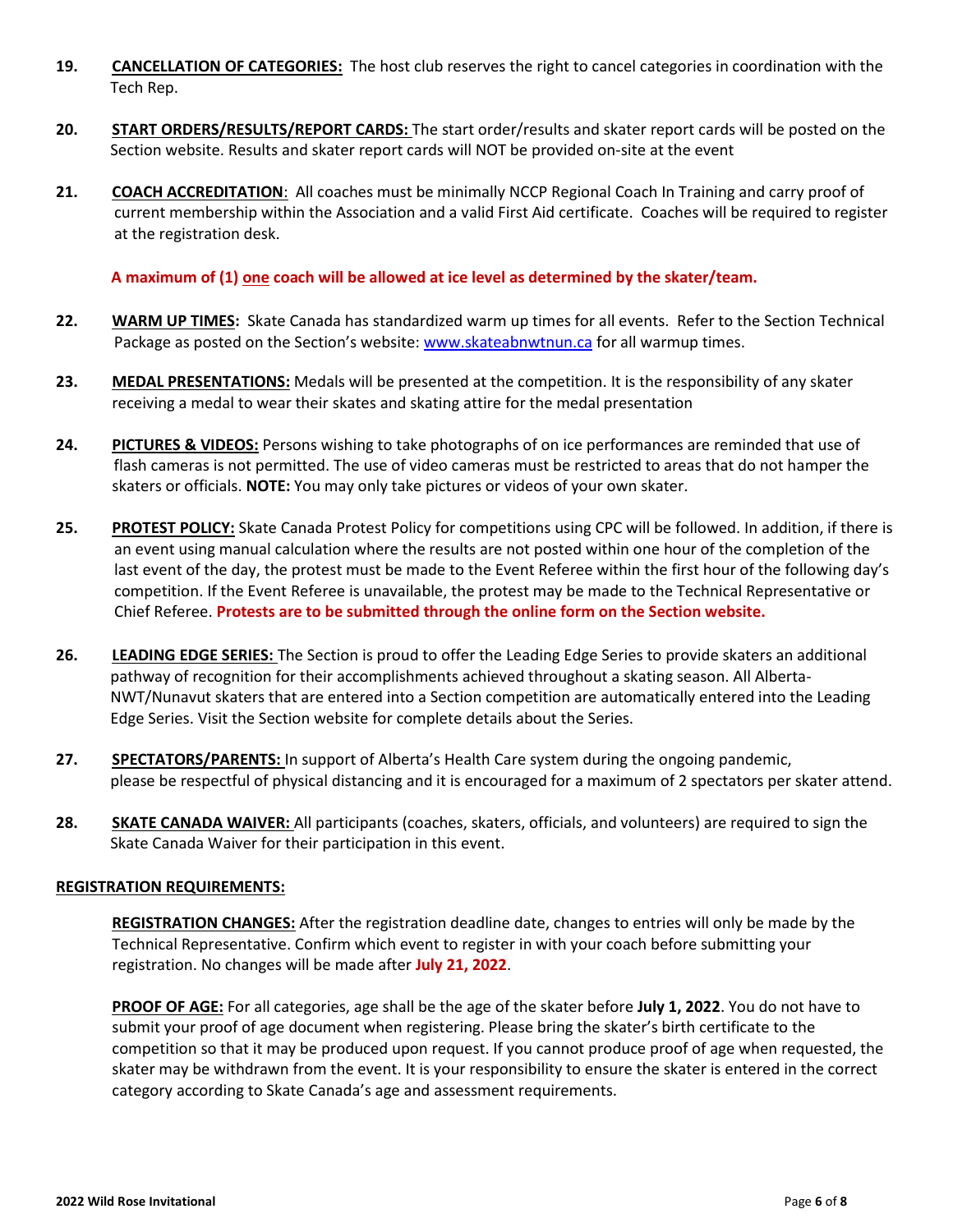19. **CANCELLATION OF CATEGORIES:** The host club reserves the right to cancel categories in coordination with the Tech Rep.

20. **START ORDERS/RESULTS/REPORT CARDS:** The start order/results and skater report cards will be posted on the Section website. Results and skater report cards will NOT be provided on-site at the event

21. **COACH ACCREDITATION**: All coaches must be minimally NCCP Regional Coach In Training and carry proof of current membership within the Association and a valid First Aid certificate. Coaches will be required to register at the registration desk.

    **A maximum of (1) one coach will be allowed at ice level as determined by the skater/team.**

22. **WARM UP TIMES:** Skate Canada has standardized warm up times for all events. Refer to the Section Technical Package as posted on the Section's website: www.skateabnwtnun.ca for all warmup times.

23. **MEDAL PRESENTATIONS:** Medals will be presented at the competition. It is the responsibility of any skater receiving a medal to wear their skates and skating attire for the medal presentation

24. **PICTURES & VIDEOS:** Persons wishing to take photographs of on ice performances are reminded that use of flash cameras is not permitted. The use of video cameras must be restricted to areas that do not hamper the skaters or officials. **NOTE:** You may only take pictures or videos of your own skater.

25. **PROTEST POLICY:** Skate Canada Protest Policy for competitions using CPC will be followed. In addition, if there is an event using manual calculation where the results are not posted within one hour of the completion of the last event of the day, the protest must be made to the Event Referee within the first hour of the following day's competition. If the Event Referee is unavailable, the protest may be made to the Technical Representative or Chief Referee. **Protests are to be submitted through the online form on the Section website.**

26. **LEADING EDGE SERIES:** The Section is proud to offer the Leading Edge Series to provide skaters an additional pathway of recognition for their accomplishments achieved throughout a skating season. All Alberta-NWT/Nunavut skaters that are entered into a Section competition are automatically entered into the Leading Edge Series. Visit the Section website for complete details about the Series.

27. **SPECTATORS/PARENTS:** In support of Alberta's Health Care system during the ongoing pandemic, please be respectful of physical distancing and it is encouraged for a maximum of 2 spectators per skater attend.

28. **SKATE CANADA WAIVER:** All participants (coaches, skaters, officials, and volunteers) are required to sign the Skate Canada Waiver for their participation in this event.

## REGISTRATION REQUIREMENTS:

**REGISTRATION CHANGES:** After the registration deadline date, changes to entries will only be made by the Technical Representative. Confirm which event to register in with your coach before submitting your registration. No changes will be made after **July 21, 2022**.

**PROOF OF AGE:** For all categories, age shall be the age of the skater before **July 1, 2022**. You do not have to submit your proof of age document when registering. Please bring the skater's birth certificate to the competition so that it may be produced upon request. If you cannot produce proof of age when requested, the skater may be withdrawn from the event. It is your responsibility to ensure the skater is entered in the correct category according to Skate Canada's age and assessment requirements.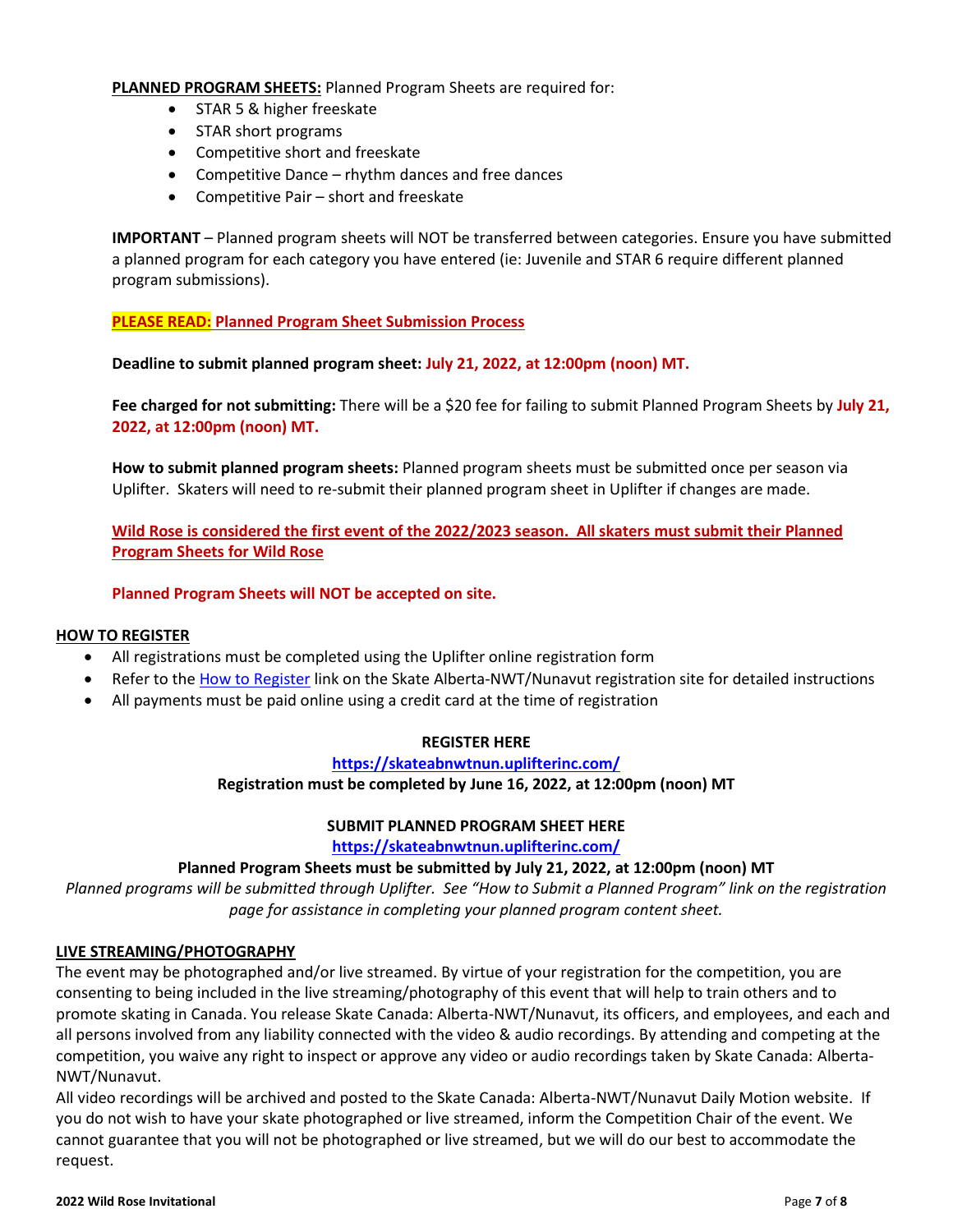**PLANNED PROGRAM SHEETS:** Planned Program Sheets are required for:

- STAR 5 & higher freeskate
- STAR short programs
- Competitive short and freeskate
- Competitive Dance – rhythm dances and free dances
- Competitive Pair – short and freeskate

**IMPORTANT** – Planned program sheets will NOT be transferred between categories. Ensure you have submitted a planned program for each category you have entered (ie: Juvenile and STAR 6 require different planned program submissions).

**PLEASE READ: Planned Program Sheet Submission Process**

**Deadline to submit planned program sheet: July 21, 2022, at 12:00pm (noon) MT.**

**Fee charged for not submitting:** There will be a $20 fee for failing to submit Planned Program Sheets by **July 21, 2022, at 12:00pm (noon) MT.**

**How to submit planned program sheets:** Planned program sheets must be submitted once per season via Uplifter. Skaters will need to re-submit their planned program sheet in Uplifter if changes are made.

**Wild Rose is considered the first event of the 2022/2023 season. All skaters must submit their Planned Program Sheets for Wild Rose**

**Planned Program Sheets will NOT be accepted on site.**

## HOW TO REGISTER

- All registrations must be completed using the Uplifter online registration form
- Refer to the How to Register link on the Skate Alberta-NWT/Nunavut registration site for detailed instructions
- All payments must be paid online using a credit card at the time of registration

**REGISTER HERE**

**https://skateabnwtnun.uplifterinc.com/**

**Registration must be completed by June 16, 2022, at 12:00pm (noon) MT**

**SUBMIT PLANNED PROGRAM SHEET HERE**

**https://skateabnwtnun.uplifterinc.com/**

**Planned Program Sheets must be submitted by July 21, 2022, at 12:00pm (noon) MT**

*Planned programs will be submitted through Uplifter. See "How to Submit a Planned Program" link on the registration page for assistance in completing your planned program content sheet.*

## LIVE STREAMING/PHOTOGRAPHY

The event may be photographed and/or live streamed. By virtue of your registration for the competition, you are consenting to being included in the live streaming/photography of this event that will help to train others and to promote skating in Canada. You release Skate Canada: Alberta-NWT/Nunavut, its officers, and employees, and each and all persons involved from any liability connected with the video & audio recordings. By attending and competing at the competition, you waive any right to inspect or approve any video or audio recordings taken by Skate Canada: Alberta-NWT/Nunavut.

All video recordings will be archived and posted to the Skate Canada: Alberta-NWT/Nunavut Daily Motion website. If you do not wish to have your skate photographed or live streamed, inform the Competition Chair of the event. We cannot guarantee that you will not be photographed or live streamed, but we will do our best to accommodate the request.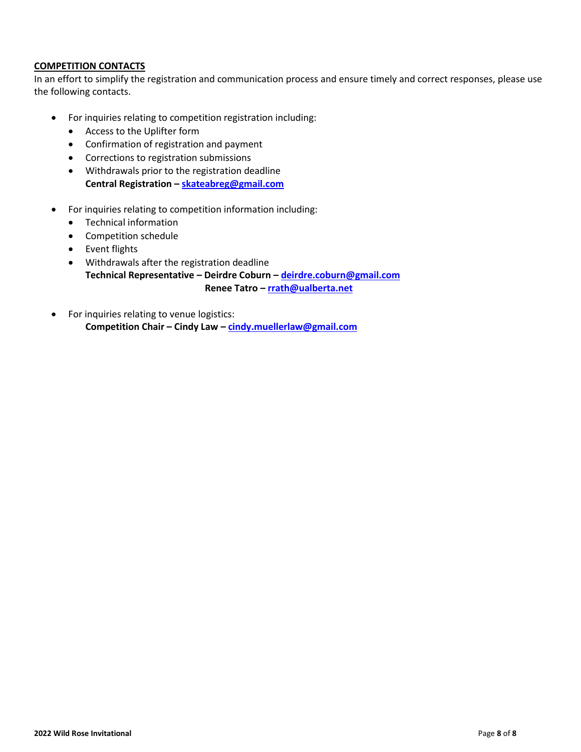## COMPETITION CONTACTS

In an effort to simplify the registration and communication process and ensure timely and correct responses, please use the following contacts.

- For inquiries relating to competition registration including:
  - Access to the Uplifter form
  - Confirmation of registration and payment
  - Corrections to registration submissions
  - Withdrawals prior to the registration deadline

  **Central Registration – skateabreg@gmail.com**

- For inquiries relating to competition information including:
  - Technical information
  - Competition schedule
  - Event flights
  - Withdrawals after the registration deadline

  **Technical Representative – Deirdre Coburn – deirdre.coburn@gmail.com**
  **Renee Tatro – rrath@ualberta.net**

- For inquiries relating to venue logistics:

  **Competition Chair – Cindy Law – cindy.muellerlaw@gmail.com**